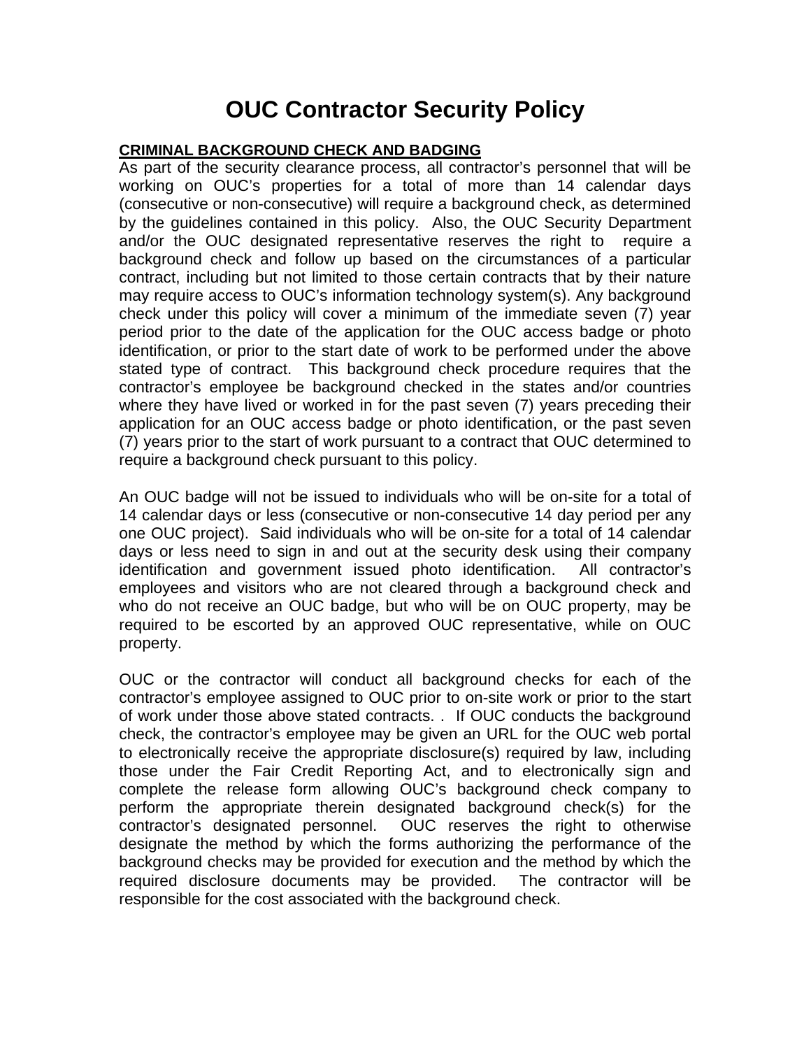# OUC Contractor Security Policy

**CRIMINAL BACKGROUND CHECK AND BADGING**

As part of the security clearance process, all contractor's personnel that will be working on OUC's properties for a total of more than 14 calendar days (consecutive or non-consecutive) will require a background check, as determined by the guidelines contained in this policy. Also, the OUC Security Department and/or the OUC designated representative reserves the right to require a background check and follow up based on the circumstances of a particular contract, including but not limited to those certain contracts that by their nature may require access to OUC's information technology system(s). Any background check under this policy will cover a minimum of the immediate seven (7) year period prior to the date of the application for the OUC access badge or photo identification, or prior to the start date of work to be performed under the above stated type of contract. This background check procedure requires that the contractor's employee be background checked in the states and/or countries where they have lived or worked in for the past seven (7) years preceding their application for an OUC access badge or photo identification, or the past seven (7) years prior to the start of work pursuant to a contract that OUC determined to require a background check pursuant to this policy.

An OUC badge will not be issued to individuals who will be on-site for a total of 14 calendar days or less (consecutive or non-consecutive 14 day period per any one OUC project). Said individuals who will be on-site for a total of 14 calendar days or less need to sign in and out at the security desk using their company identification and government issued photo identification. All contractor's employees and visitors who are not cleared through a background check and who do not receive an OUC badge, but who will be on OUC property, may be required to be escorted by an approved OUC representative, while on OUC property.

OUC or the contractor will conduct all background checks for each of the contractor's employee assigned to OUC prior to on-site work or prior to the start of work under those above stated contracts. . If OUC conducts the background check, the contractor's employee may be given an URL for the OUC web portal to electronically receive the appropriate disclosure(s) required by law, including those under the Fair Credit Reporting Act, and to electronically sign and complete the release form allowing OUC's background check company to perform the appropriate therein designated background check(s) for the contractor's designated personnel. OUC reserves the right to otherwise designate the method by which the forms authorizing the performance of the background checks may be provided for execution and the method by which the required disclosure documents may be provided. The contractor will be responsible for the cost associated with the background check.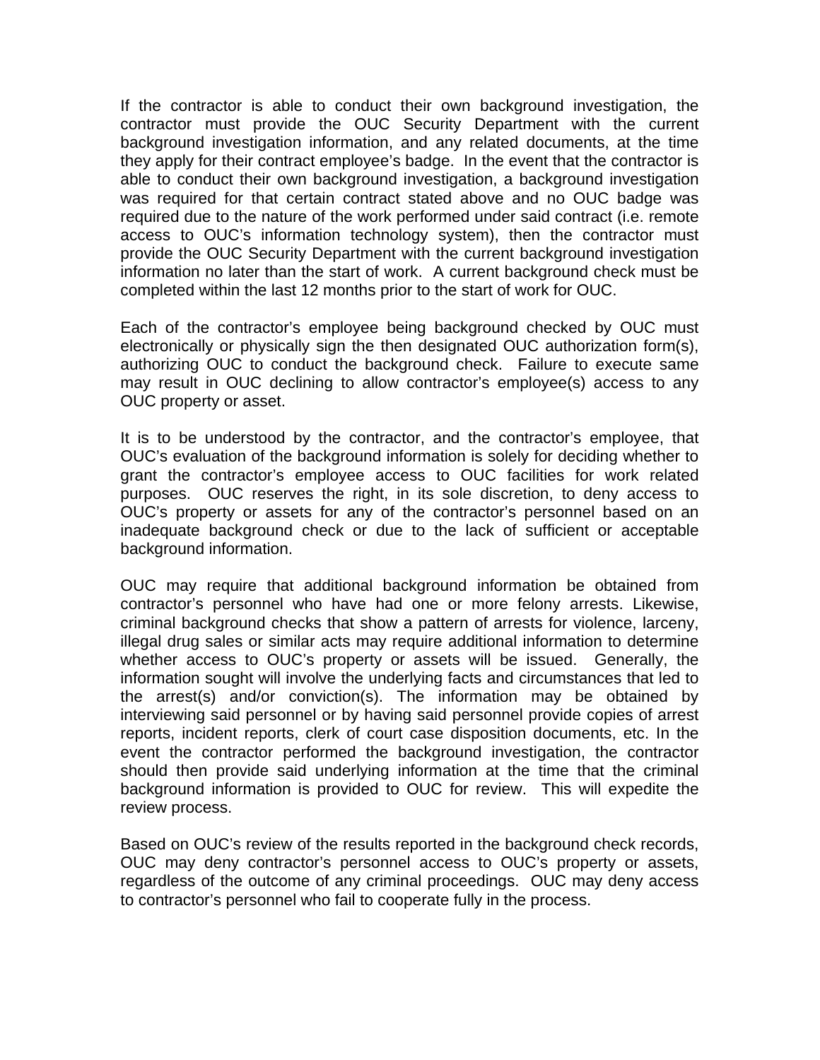If the contractor is able to conduct their own background investigation, the contractor must provide the OUC Security Department with the current background investigation information, and any related documents, at the time they apply for their contract employee's badge. In the event that the contractor is able to conduct their own background investigation, a background investigation was required for that certain contract stated above and no OUC badge was required due to the nature of the work performed under said contract (i.e. remote access to OUC's information technology system), then the contractor must provide the OUC Security Department with the current background investigation information no later than the start of work. A current background check must be completed within the last 12 months prior to the start of work for OUC.

Each of the contractor's employee being background checked by OUC must electronically or physically sign the then designated OUC authorization form(s), authorizing OUC to conduct the background check. Failure to execute same may result in OUC declining to allow contractor's employee(s) access to any OUC property or asset.

It is to be understood by the contractor, and the contractor's employee, that OUC's evaluation of the background information is solely for deciding whether to grant the contractor's employee access to OUC facilities for work related purposes. OUC reserves the right, in its sole discretion, to deny access to OUC's property or assets for any of the contractor's personnel based on an inadequate background check or due to the lack of sufficient or acceptable background information.

OUC may require that additional background information be obtained from contractor's personnel who have had one or more felony arrests. Likewise, criminal background checks that show a pattern of arrests for violence, larceny, illegal drug sales or similar acts may require additional information to determine whether access to OUC's property or assets will be issued. Generally, the information sought will involve the underlying facts and circumstances that led to the arrest(s) and/or conviction(s). The information may be obtained by interviewing said personnel or by having said personnel provide copies of arrest reports, incident reports, clerk of court case disposition documents, etc. In the event the contractor performed the background investigation, the contractor should then provide said underlying information at the time that the criminal background information is provided to OUC for review. This will expedite the review process.

Based on OUC's review of the results reported in the background check records, OUC may deny contractor's personnel access to OUC's property or assets, regardless of the outcome of any criminal proceedings. OUC may deny access to contractor's personnel who fail to cooperate fully in the process.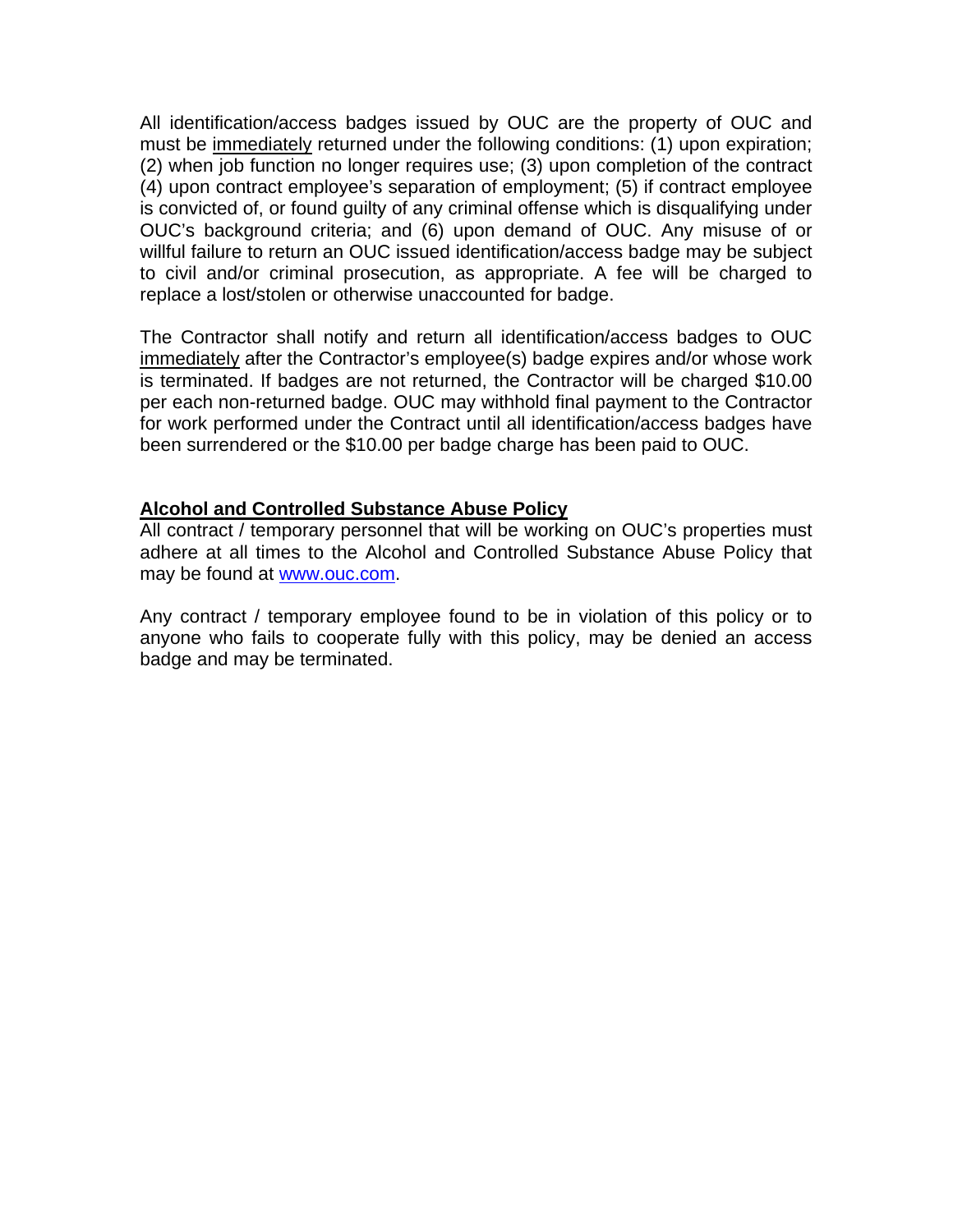All identification/access badges issued by OUC are the property of OUC and must be immediately returned under the following conditions: (1) upon expiration; (2) when job function no longer requires use; (3) upon completion of the contract (4) upon contract employee's separation of employment; (5) if contract employee is convicted of, or found guilty of any criminal offense which is disqualifying under OUC's background criteria; and (6) upon demand of OUC. Any misuse of or willful failure to return an OUC issued identification/access badge may be subject to civil and/or criminal prosecution, as appropriate. A fee will be charged to replace a lost/stolen or otherwise unaccounted for badge.

The Contractor shall notify and return all identification/access badges to OUC immediately after the Contractor's employee(s) badge expires and/or whose work is terminated. If badges are not returned, the Contractor will be charged $10.00 per each non-returned badge. OUC may withhold final payment to the Contractor for work performed under the Contract until all identification/access badges have been surrendered or the $10.00 per badge charge has been paid to OUC.

**Alcohol and Controlled Substance Abuse Policy**

All contract / temporary personnel that will be working on OUC's properties must adhere at all times to the Alcohol and Controlled Substance Abuse Policy that may be found at [www.ouc.com](http://www.ouc.com).

Any contract / temporary employee found to be in violation of this policy or to anyone who fails to cooperate fully with this policy, may be denied an access badge and may be terminated.